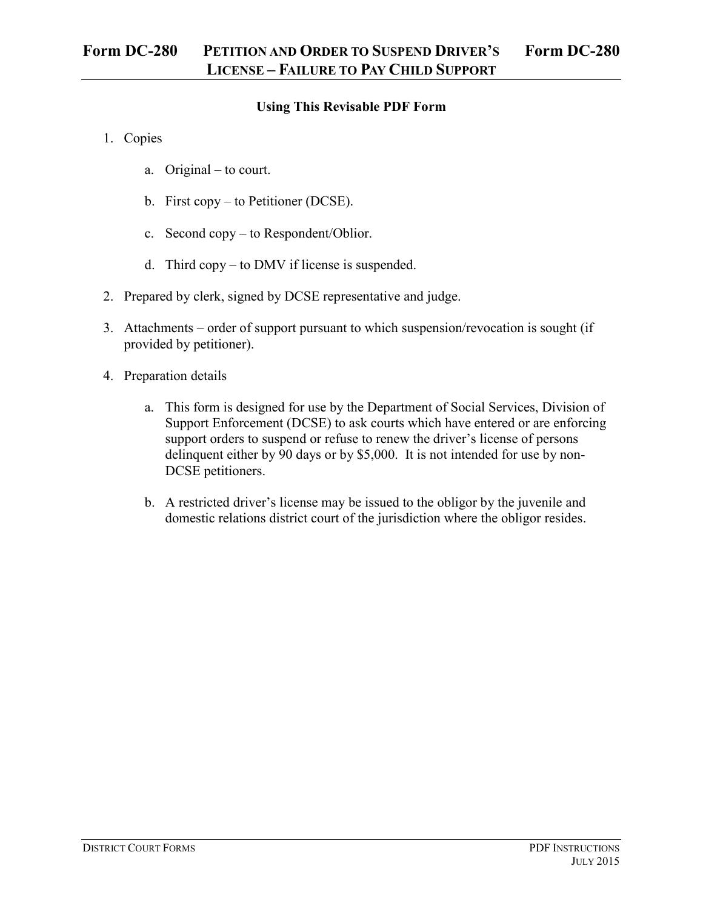# Form DC-280 PETITION AND ORDER TO SUSPEND DRIVER'S LICENSE – FAILURE TO PAY CHILD SUPPORT Form DC-280

## Using This Revisable PDF Form

1. Copies

   a. Original – to court.

   b. First copy – to Petitioner (DCSE).

   c. Second copy – to Respondent/Oblior.

   d. Third copy – to DMV if license is suspended.

2. Prepared by clerk, signed by DCSE representative and judge.

3. Attachments – order of support pursuant to which suspension/revocation is sought (if provided by petitioner).

4. Preparation details

   a. This form is designed for use by the Department of Social Services, Division of Support Enforcement (DCSE) to ask courts which have entered or are enforcing support orders to suspend or refuse to renew the driver's license of persons delinquent either by 90 days or by $5,000. It is not intended for use by non-DCSE petitioners.

   b. A restricted driver's license may be issued to the obligor by the juvenile and domestic relations district court of the jurisdiction where the obligor resides.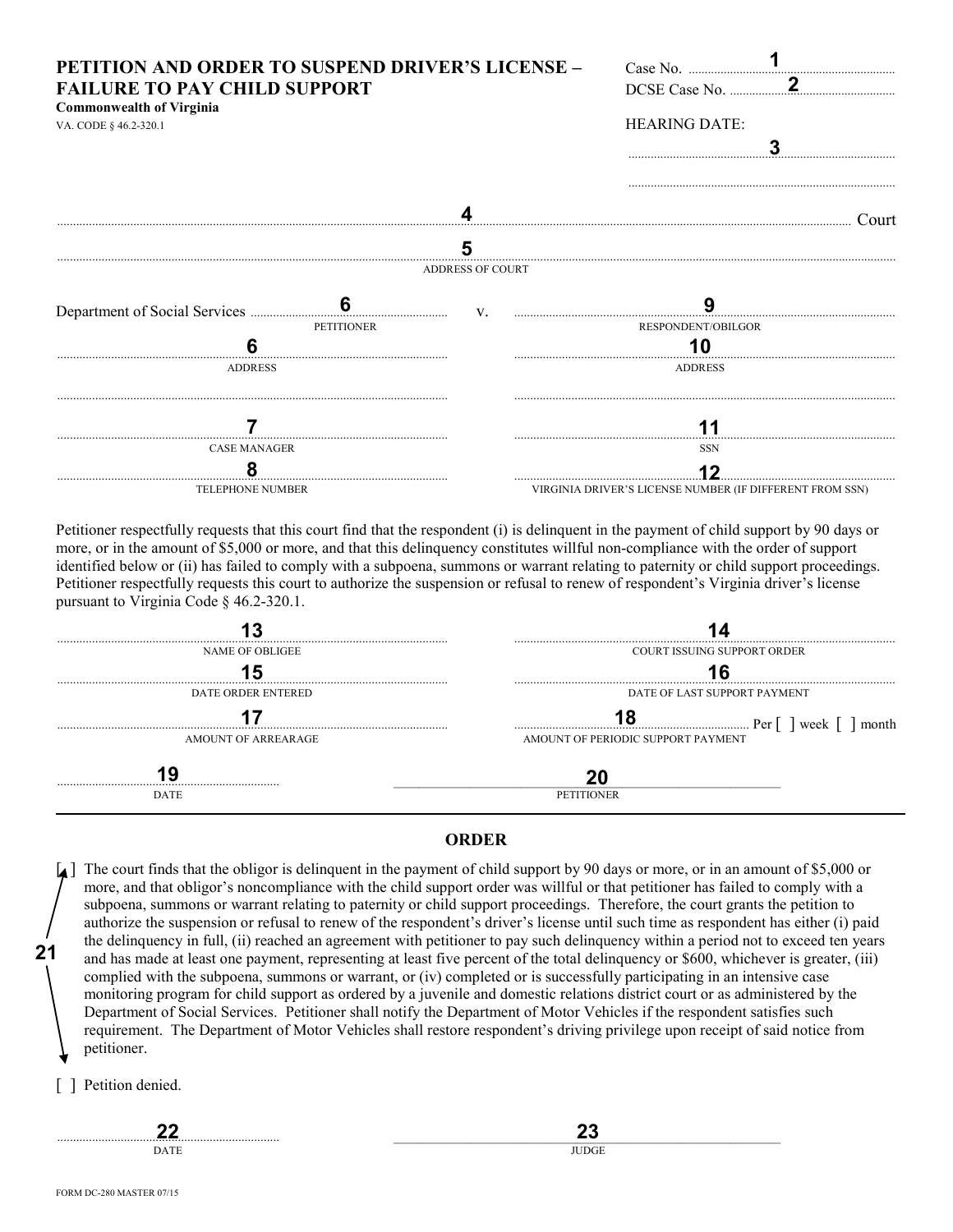# PETITION AND ORDER TO SUSPEND DRIVER'S LICENSE – FAILURE TO PAY CHILD SUPPORT

**Commonwealth of Virginia**

VA. CODE § 46.2-320.1

Case No. ........................1........................

DCSE Case No. ................2................

HEARING DATE:

........................3........................

........................................................

........................................................4........................................................ Court

........................................................5........................................................
ADDRESS OF COURT

Department of Social Services ............6............ v. ............9............

| | |
|---|---|
| 6 (PETITIONER) | 9 (RESPONDENT/OBILGOR) |
| 6 (ADDRESS) | 10 (ADDRESS) |
| 7 (CASE MANAGER) | 11 (SSN) |
| 8 (TELEPHONE NUMBER) | 12 (VIRGINIA DRIVER'S LICENSE NUMBER (IF DIFFERENT FROM SSN)) |

Petitioner respectfully requests that this court find that the respondent (i) is delinquent in the payment of child support by 90 days or more, or in the amount of $5,000 or more, and that this delinquency constitutes willful non-compliance with the order of support identified below or (ii) has failed to comply with a subpoena, summons or warrant relating to paternity or child support proceedings. Petitioner respectfully requests this court to authorize the suspension or refusal to renew of respondent's Virginia driver's license pursuant to Virginia Code § 46.2-320.1.

| | |
|---|---|
| 13 (NAME OF OBLIGEE) | 14 (COURT ISSUING SUPPORT ORDER) |
| 15 (DATE ORDER ENTERED) | 16 (DATE OF LAST SUPPORT PAYMENT) |
| 17 (AMOUNT OF ARREARAGE) | 18 (AMOUNT OF PERIODIC SUPPORT PAYMENT) Per [ ] week [ ] month |
| 19 (DATE) | 20 (PETITIONER) |

## ORDER

21

[ ] The court finds that the obligor is delinquent in the payment of child support by 90 days or more, or in an amount of $5,000 or more, and that obligor's noncompliance with the child support order was willful or that petitioner has failed to comply with a subpoena, summons or warrant relating to paternity or child support proceedings. Therefore, the court grants the petition to authorize the suspension or refusal to renew of the respondent's driver's license until such time as respondent has either (i) paid the delinquency in full, (ii) reached an agreement with petitioner to pay such delinquency within a period not to exceed ten years and has made at least one payment, representing at least five percent of the total delinquency or $600, whichever is greater, (iii) complied with the subpoena, summons or warrant, or (iv) completed or is successfully participating in an intensive case monitoring program for child support as ordered by a juvenile and domestic relations district court or as administered by the Department of Social Services. Petitioner shall notify the Department of Motor Vehicles if the respondent satisfies such requirement. The Department of Motor Vehicles shall restore respondent's driving privilege upon receipt of said notice from petitioner.

[ ] Petition denied.

| | |
|---|---|
| 22 (DATE) | 23 (JUDGE) |

FORM DC-280 MASTER 07/15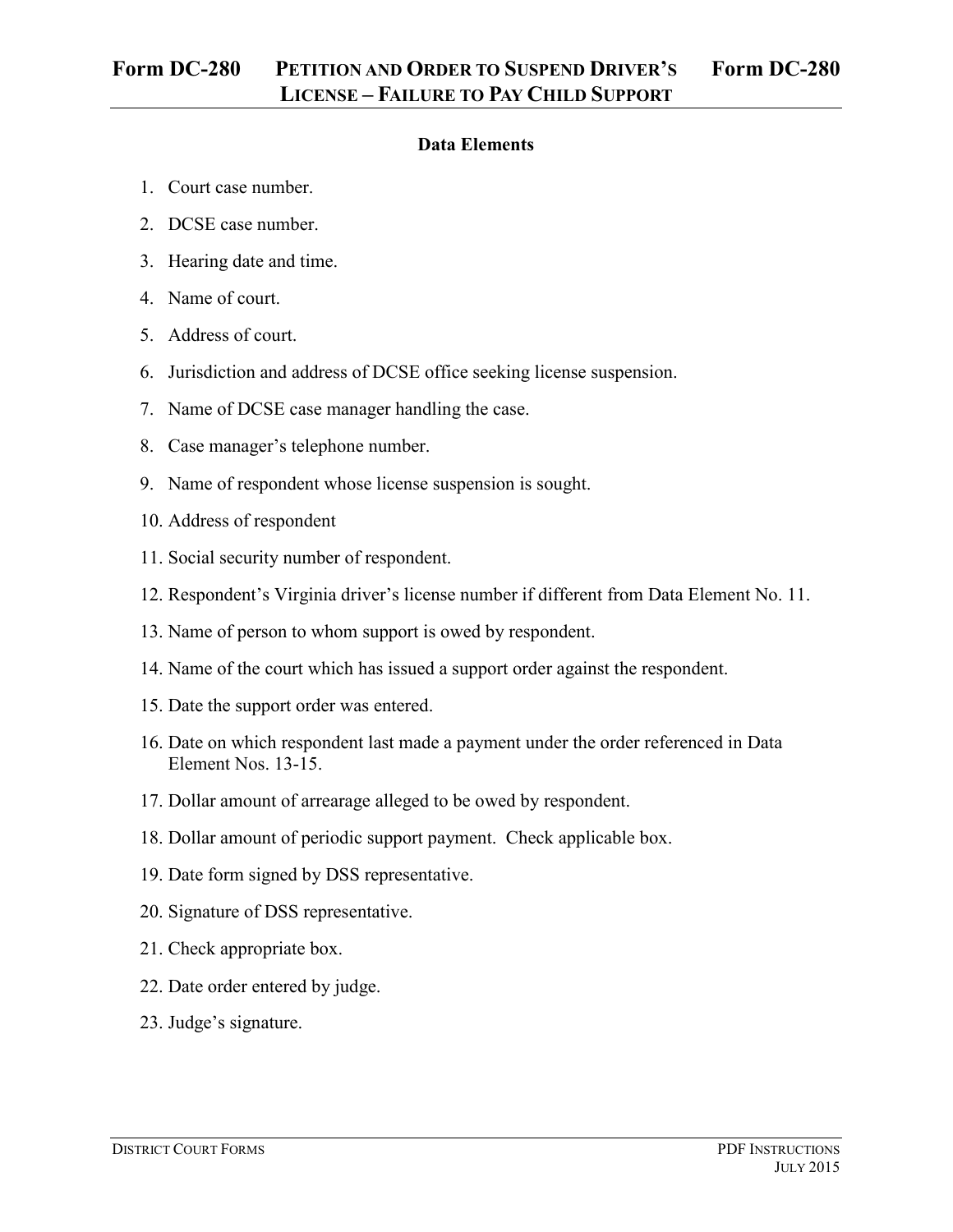# Form DC-280 PETITION AND ORDER TO SUSPEND DRIVER'S LICENSE – FAILURE TO PAY CHILD SUPPORT Form DC-280

**Data Elements**

1. Court case number.
2. DCSE case number.
3. Hearing date and time.
4. Name of court.
5. Address of court.
6. Jurisdiction and address of DCSE office seeking license suspension.
7. Name of DCSE case manager handling the case.
8. Case manager's telephone number.
9. Name of respondent whose license suspension is sought.
10. Address of respondent
11. Social security number of respondent.
12. Respondent's Virginia driver's license number if different from Data Element No. 11.
13. Name of person to whom support is owed by respondent.
14. Name of the court which has issued a support order against the respondent.
15. Date the support order was entered.
16. Date on which respondent last made a payment under the order referenced in Data Element Nos. 13-15.
17. Dollar amount of arrearage alleged to be owed by respondent.
18. Dollar amount of periodic support payment. Check applicable box.
19. Date form signed by DSS representative.
20. Signature of DSS representative.
21. Check appropriate box.
22. Date order entered by judge.
23. Judge's signature.